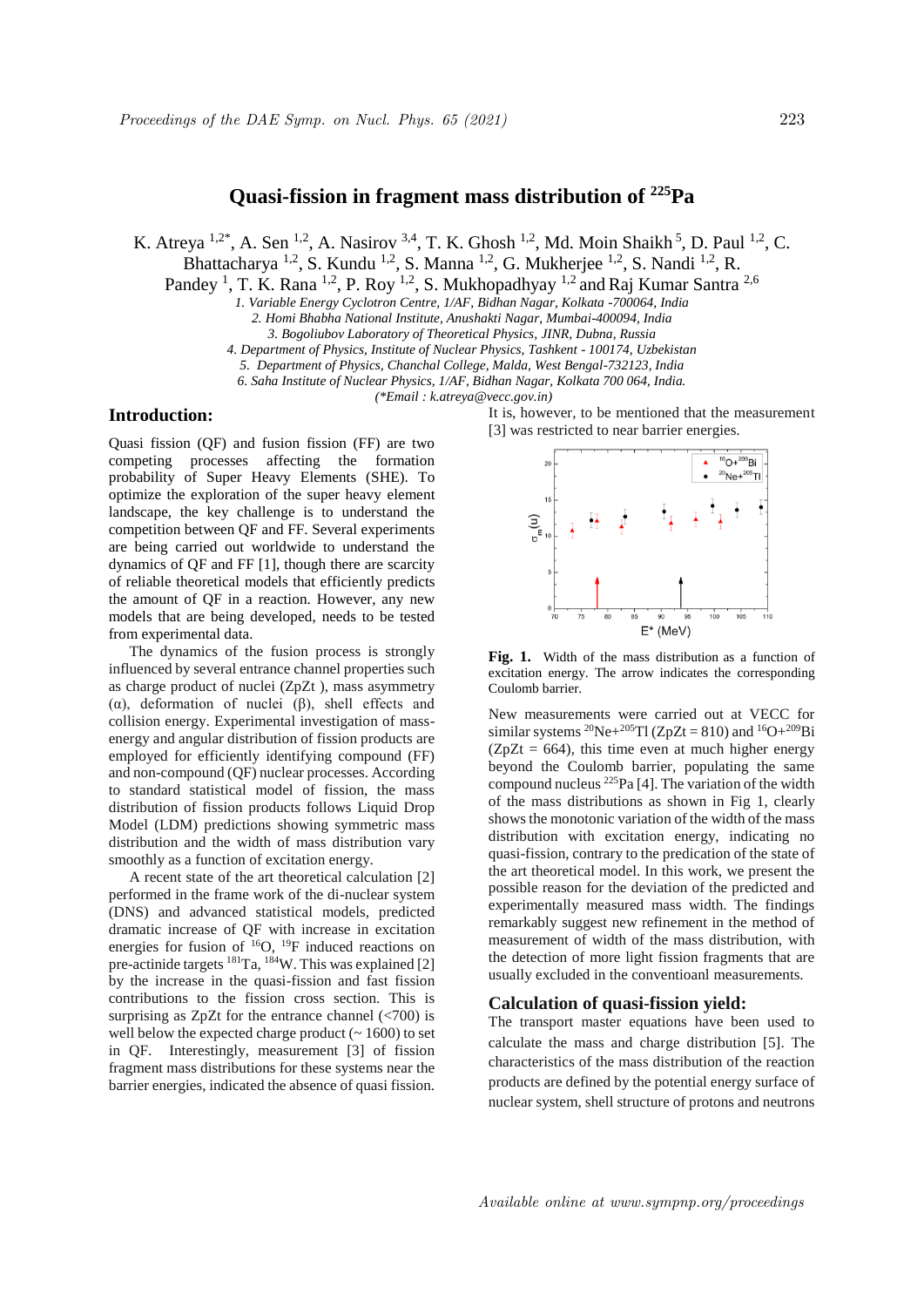# Quasi-fission in fragment mass distribution of $^{225}$Pa

K. Atreya [1,2*], A. Sen [1,2], A. Nasirov [3,4], T. K. Ghosh [1,2], Md. Moin Shaikh [5], D. Paul [1,2], C. Bhattacharya [1,2], S. Kundu [1,2], S. Manna [1,2], G. Mukherjee [1,2], S. Nandi [1,2], R. Pandey [1], T. K. Rana [1,2], P. Roy [1,2], S. Mukhopadhyay [1,2] and Raj Kumar Santra [2,6]

*1. Variable Energy Cyclotron Centre, 1/AF, Bidhan Nagar, Kolkata -700064, India*
*2. Homi Bhabha National Institute, Anushakti Nagar, Mumbai-400094, India*
*3. Bogoliubov Laboratory of Theoretical Physics, JINR, Dubna, Russia*
*4. Department of Physics, Institute of Nuclear Physics, Tashkent - 100174, Uzbekistan*
*5. Department of Physics, Chanchal College, Malda, West Bengal-732123, India*
*6. Saha Institute of Nuclear Physics, 1/AF, Bidhan Nagar, Kolkata 700 064, India.*
*(\*Email : k.atreya@vecc.gov.in)*

## Introduction:

Quasi fission (QF) and fusion fission (FF) are two competing processes affecting the formation probability of Super Heavy Elements (SHE). To optimize the exploration of the super heavy element landscape, the key challenge is to understand the competition between QF and FF. Several experiments are being carried out worldwide to understand the dynamics of QF and FF [1], though there are scarcity of reliable theoretical models that efficiently predicts the amount of QF in a reaction. However, any new models that are being developed, needs to be tested from experimental data.

The dynamics of the fusion process is strongly influenced by several entrance channel properties such as charge product of nuclei (ZpZt ), mass asymmetry (α), deformation of nuclei (β), shell effects and collision energy. Experimental investigation of mass-energy and angular distribution of fission products are employed for efficiently identifying compound (FF) and non-compound (QF) nuclear processes. According to standard statistical model of fission, the mass distribution of fission products follows Liquid Drop Model (LDM) predictions showing symmetric mass distribution and the width of mass distribution vary smoothly as a function of excitation energy.

A recent state of the art theoretical calculation [2] performed in the frame work of the di-nuclear system (DNS) and advanced statistical models, predicted dramatic increase of QF with increase in excitation energies for fusion of $^{16}$O, $^{19}$F induced reactions on pre-actinide targets $^{181}$Ta, $^{184}$W. This was explained [2] by the increase in the quasi-fission and fast fission contributions to the fission cross section. This is surprising as ZpZt for the entrance channel (<700) is well below the expected charge product (~ 1600) to set in QF. Interestingly, measurement [3] of fission fragment mass distributions for these systems near the barrier energies, indicated the absence of quasi fission. It is, however, to be mentioned that the measurement [3] was restricted to near barrier energies.

**Fig. 1.** Width of the mass distribution as a function of excitation energy. The arrow indicates the corresponding Coulomb barrier.

New measurements were carried out at VECC for similar systems $^{20}$Ne+$^{205}$Tl (ZpZt = 810) and $^{16}$O+$^{209}$Bi (ZpZt = 664), this time even at much higher energy beyond the Coulomb barrier, populating the same compound nucleus $^{225}$Pa [4]. The variation of the width of the mass distributions as shown in Fig 1, clearly shows the monotonic variation of the width of the mass distribution with excitation energy, indicating no quasi-fission, contrary to the predication of the state of the art theoretical model. In this work, we present the possible reason for the deviation of the predicted and experimentally measured mass width. The findings remarkably suggest new refinement in the method of measurement of width of the mass distribution, with the detection of more light fission fragments that are usually excluded in the conventioanl measurements.

## Calculation of quasi-fission yield:

The transport master equations have been used to calculate the mass and charge distribution [5]. The characteristics of the mass distribution of the reaction products are defined by the potential energy surface of nuclear system, shell structure of protons and neutrons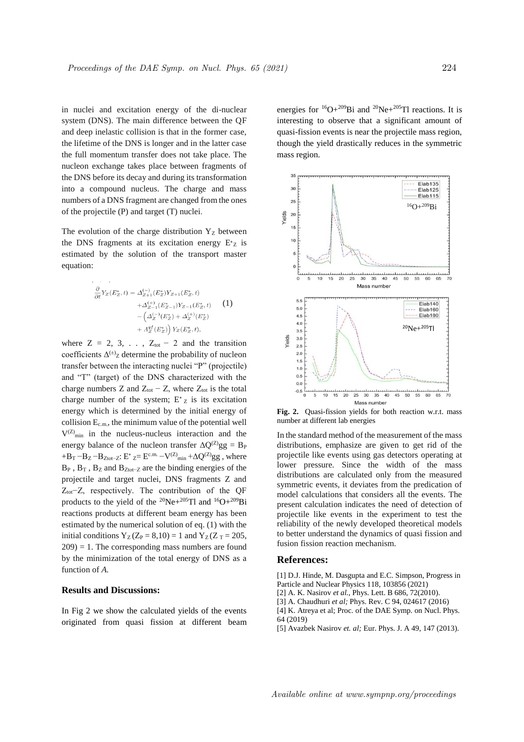in nuclei and excitation energy of the di-nuclear system (DNS). The main difference between the QF and deep inelastic collision is that in the former case, the lifetime of the DNS is longer and in the latter case the full momentum transfer does not take place. The nucleon exchange takes place between fragments of the DNS before its decay and during its transformation into a compound nucleus. The charge and mass numbers of a DNS fragment are changed from the ones of the projectile (P) and target (T) nuclei.

The evolution of the charge distribution $Y_Z$ between the DNS fragments at its excitation energy $E^*_Z$ is estimated by the solution of the transport master equation:

$$
\begin{aligned}
\frac{\partial}{\partial t} Y_Z(E_Z^*, t) &= \Delta_{Z+1}^{(-)}(E_Z^*) Y_{Z+1}(E_Z^*, t) \\
&+ \Delta_{Z-1}^{(+)}(E_{Z-1}^*) Y_{Z-1}(E_Z^*, t) \\
&- \left(\Delta_Z^{(-)}(E_Z^*) + \Delta_Z^{(+)}(E_Z^*) \right. \\
&\left. + \Lambda_Z^{qf}(E_Z^*)\right) Y_Z(E_Z^*, t),
\end{aligned} \quad (1)
$$

where Z = 2, 3, . . . , $Z_{tot} - 2$ and the transition coefficients $\Delta^{(\pm)}_Z$ determine the probability of nucleon transfer between the interacting nuclei "P" (projectile) and "T" (target) of the DNS characterized with the charge numbers Z and $Z_{tot} - Z$, where $Z_{tot}$ is the total charge number of the system; $E^*_Z$ is its excitation energy which is determined by the initial energy of collision $E_{c.m.}$, the minimum value of the potential well $V^{(Z)}_{min}$ in the nucleus-nucleus interaction and the energy balance of the nucleon transfer $\Delta Q^{(Z)}gg = B_P + B_T - B_Z - B_{Ztot-Z}$: $E^*_Z = E^{c.m.} - V^{(Z)}_{min} + \Delta Q^{(Z)}gg$, where $B_P$, $B_T$, $B_Z$ and $B_{Ztot-Z}$ are the binding energies of the projectile and target nuclei, DNS fragments Z and $Z_{tot}-Z$, respectively. The contribution of the QF products to the yield of the $^{20}$Ne+$^{205}$Tl and $^{16}$O+$^{209}$Bi reactions products at different beam energy has been estimated by the numerical solution of eq. (1) with the initial conditions $Y_Z(Z_P = 8,10) = 1$ and $Y_Z(Z_T = 205, 209) = 1$. The corresponding mass numbers are found by the minimization of the total energy of DNS as a function of *A*.

## Results and Discussions:

In Fig 2 we show the calculated yields of the events originated from quasi fission at different beam energies for $^{16}$O+$^{209}$Bi and $^{20}$Ne+$^{205}$Tl reactions. It is interesting to observe that a significant amount of quasi-fission events is near the projectile mass region, though the yield drastically reduces in the symmetric mass region.

Elab135
Elab125
Elab115
$^{16}$O+$^{209}$Bi
Yields
Mass number

Elab140
Elab160
Elab180
$^{20}$Ne+$^{205}$Tl
Yields
Mass number

**Fig. 2.** Quasi-fission yields for both reaction w.r.t. mass number at different lab energies

In the standard method of the measurement of the mass distributions, emphasize are given to get rid of the projectile like events using gas detectors operating at lower pressure. Since the width of the mass distributions are calculated only from the measured symmetric events, it deviates from the predication of model calculations that considers all the events. The present calculation indicates the need of detection of projectile like events in the experiment to test the reliability of the newly developed theoretical models to better understand the dynamics of quasi fission and fusion fission reaction mechanism.

## References:

[1] D.J. Hinde, M. Dasgupta and E.C. Simpson, Progress in Particle and Nuclear Physics 118, 103856 (2021)
[2] A. K. Nasirov *et al.,* Phys. Lett. B 686, 72(2010).
[3] A. Chaudhuri *et al;* Phys. Rev. C 94, 024617 (2016)
[4] K. Atreya et al; Proc. of the DAE Symp. on Nucl. Phys. 64 (2019)
[5] Avazbek Nasirov *et. al;* Eur. Phys. J. A 49, 147 (2013).